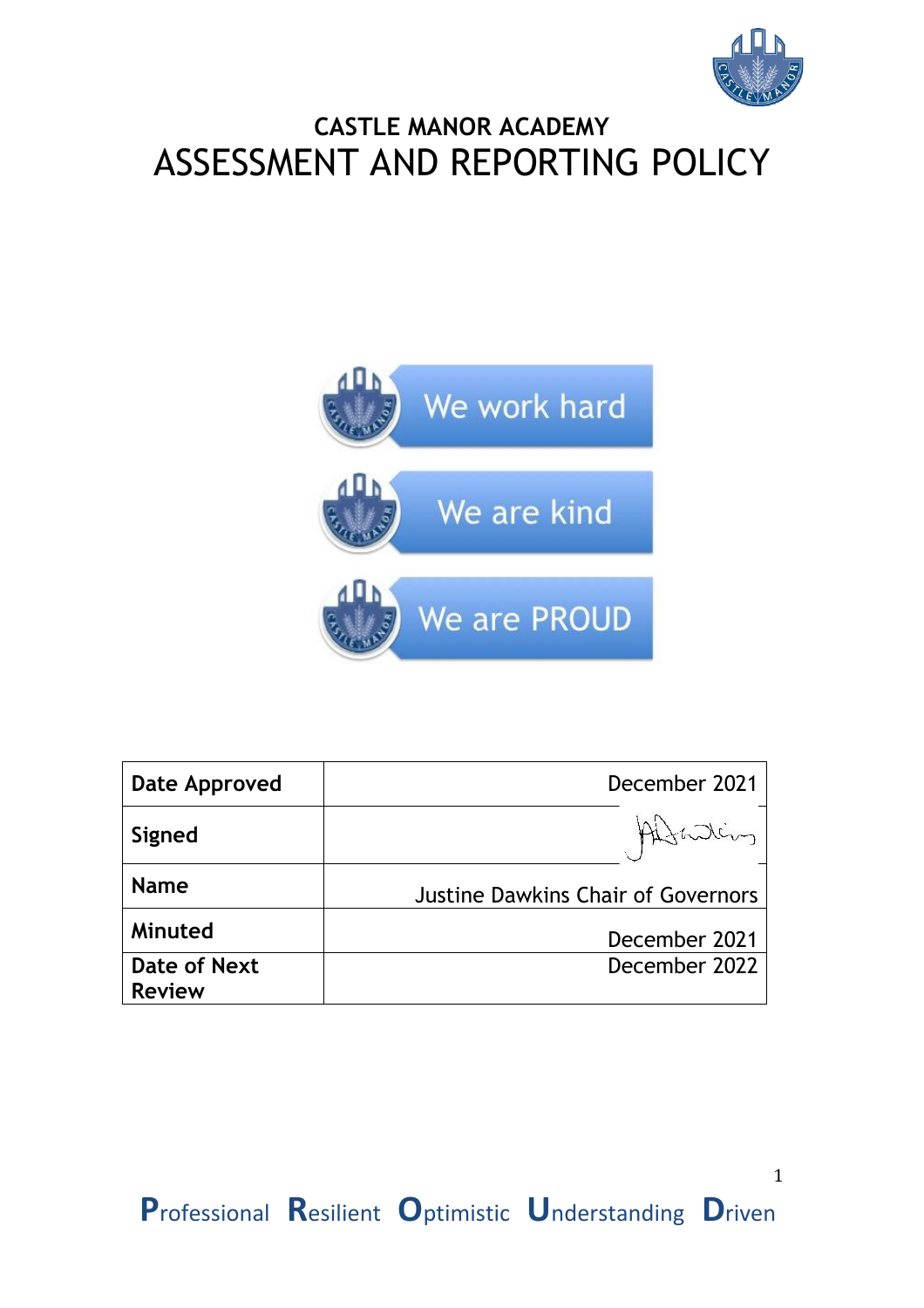# CASTLE MANOR ACADEMY

# ASSESSMENT AND REPORTING POLICY

We work hard

We are kind

We are PROUD

| Date Approved | December 2021 |
|---|---|
| Signed | |
| Name | Justine Dawkins Chair of Governors |
| Minuted | December 2021 |
| Date of Next Review | December 2022 |

**P**rofessional **R**esilient **O**ptimistic **U**nderstanding **D**riven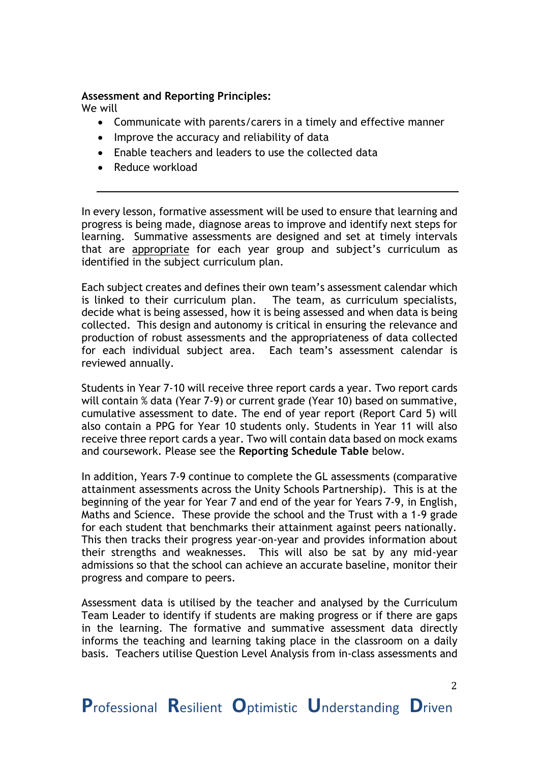**Assessment and Reporting Principles:**
We will

- Communicate with parents/carers in a timely and effective manner
- Improve the accuracy and reliability of data
- Enable teachers and leaders to use the collected data
- Reduce workload

---

In every lesson, formative assessment will be used to ensure that learning and progress is being made, diagnose areas to improve and identify next steps for learning. Summative assessments are designed and set at timely intervals that are appropriate for each year group and subject's curriculum as identified in the subject curriculum plan.

Each subject creates and defines their own team's assessment calendar which is linked to their curriculum plan. The team, as curriculum specialists, decide what is being assessed, how it is being assessed and when data is being collected. This design and autonomy is critical in ensuring the relevance and production of robust assessments and the appropriateness of data collected for each individual subject area. Each team's assessment calendar is reviewed annually.

Students in Year 7-10 will receive three report cards a year. Two report cards will contain % data (Year 7-9) or current grade (Year 10) based on summative, cumulative assessment to date. The end of year report (Report Card 5) will also contain a PPG for Year 10 students only. Students in Year 11 will also receive three report cards a year. Two will contain data based on mock exams and coursework. Please see the **Reporting Schedule Table** below.

In addition, Years 7-9 continue to complete the GL assessments (comparative attainment assessments across the Unity Schools Partnership). This is at the beginning of the year for Year 7 and end of the year for Years 7-9, in English, Maths and Science. These provide the school and the Trust with a 1-9 grade for each student that benchmarks their attainment against peers nationally. This then tracks their progress year-on-year and provides information about their strengths and weaknesses. This will also be sat by any mid-year admissions so that the school can achieve an accurate baseline, monitor their progress and compare to peers.

Assessment data is utilised by the teacher and analysed by the Curriculum Team Leader to identify if students are making progress or if there are gaps in the learning. The formative and summative assessment data directly informs the teaching and learning taking place in the classroom on a daily basis. Teachers utilise Question Level Analysis from in-class assessments and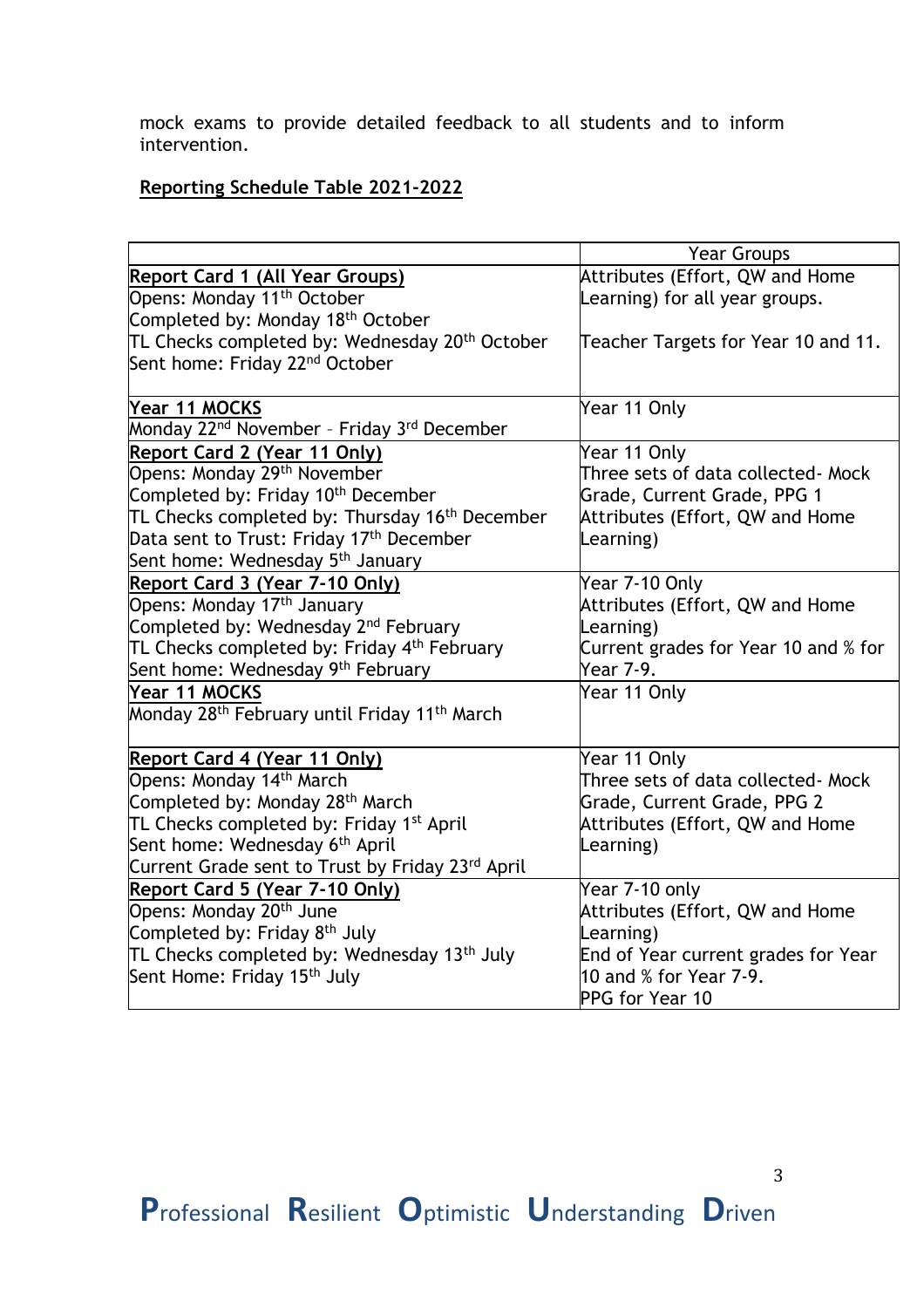mock exams to provide detailed feedback to all students and to inform intervention.

**Reporting Schedule Table 2021-2022**

| | Year Groups |
|---|---|
| **Report Card 1 (All Year Groups)**<br>Opens: Monday 11th October<br>Completed by: Monday 18th October<br>TL Checks completed by: Wednesday 20th October<br>Sent home: Friday 22nd October | Attributes (Effort, QW and Home Learning) for all year groups.<br><br>Teacher Targets for Year 10 and 11. |
| **Year 11 MOCKS**<br>Monday 22nd November – Friday 3rd December | Year 11 Only |
| **Report Card 2 (Year 11 Only)**<br>Opens: Monday 29th November<br>Completed by: Friday 10th December<br>TL Checks completed by: Thursday 16th December<br>Data sent to Trust: Friday 17th December<br>Sent home: Wednesday 5th January | Year 11 Only<br>Three sets of data collected- Mock Grade, Current Grade, PPG 1<br>Attributes (Effort, QW and Home Learning) |
| **Report Card 3 (Year 7-10 Only)**<br>Opens: Monday 17th January<br>Completed by: Wednesday 2nd February<br>TL Checks completed by: Friday 4th February<br>Sent home: Wednesday 9th February | Year 7-10 Only<br>Attributes (Effort, QW and Home Learning)<br>Current grades for Year 10 and % for Year 7-9. |
| **Year 11 MOCKS**<br>Monday 28th February until Friday 11th March | Year 11 Only |
| **Report Card 4 (Year 11 Only)**<br>Opens: Monday 14th March<br>Completed by: Monday 28th March<br>TL Checks completed by: Friday 1st April<br>Sent home: Wednesday 6th April<br>Current Grade sent to Trust by Friday 23rd April | Year 11 Only<br>Three sets of data collected- Mock Grade, Current Grade, PPG 2<br>Attributes (Effort, QW and Home Learning) |
| **Report Card 5 (Year 7-10 Only)**<br>Opens: Monday 20th June<br>Completed by: Friday 8th July<br>TL Checks completed by: Wednesday 13th July<br>Sent Home: Friday 15th July | Year 7-10 only<br>Attributes (Effort, QW and Home Learning)<br>End of Year current grades for Year 10 and % for Year 7-9.<br>PPG for Year 10 |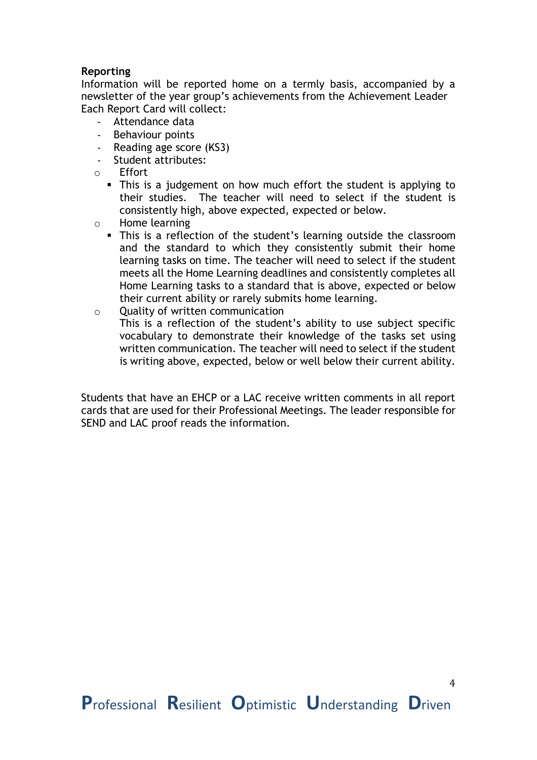**Reporting**

Information will be reported home on a termly basis, accompanied by a newsletter of the year group's achievements from the Achievement Leader
Each Report Card will collect:

- Attendance data
- Behaviour points
- Reading age score (KS3)
- Student attributes:
  - Effort
    - This is a judgement on how much effort the student is applying to their studies. The teacher will need to select if the student is consistently high, above expected, expected or below.
  - Home learning
    - This is a reflection of the student's learning outside the classroom and the standard to which they consistently submit their home learning tasks on time. The teacher will need to select if the student meets all the Home Learning deadlines and consistently completes all Home Learning tasks to a standard that is above, expected or below their current ability or rarely submits home learning.
  - Quality of written communication

    This is a reflection of the student's ability to use subject specific vocabulary to demonstrate their knowledge of the tasks set using written communication. The teacher will need to select if the student is writing above, expected, below or well below their current ability.

Students that have an EHCP or a LAC receive written comments in all report cards that are used for their Professional Meetings. The leader responsible for SEND and LAC proof reads the information.